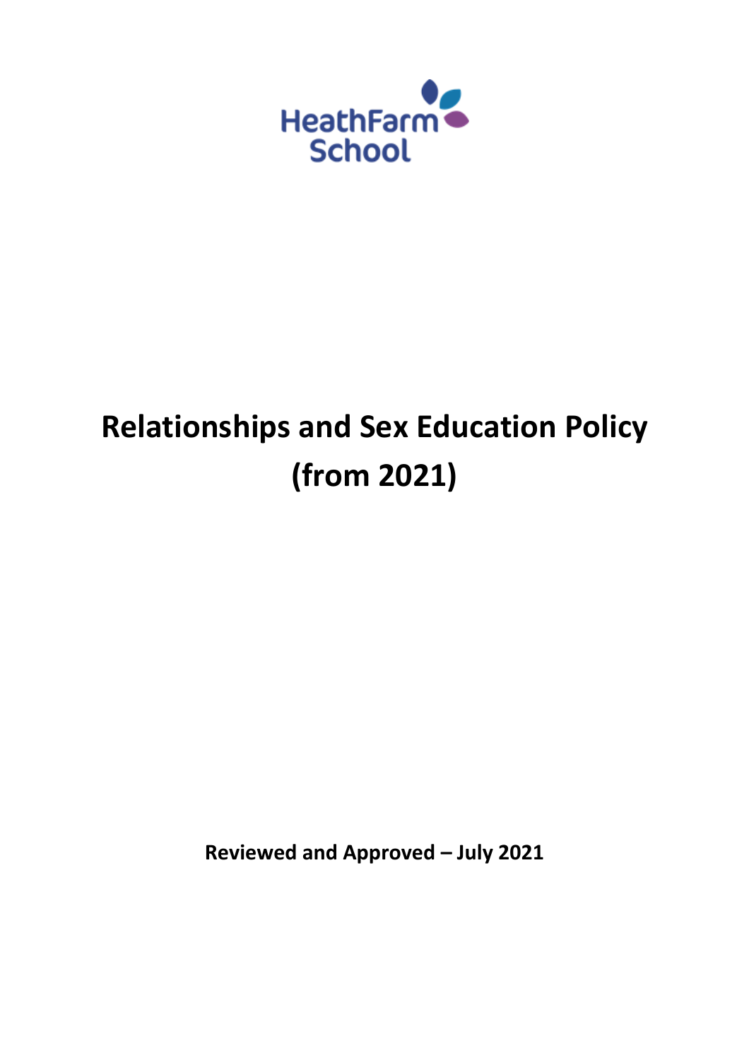HeathFarm School

# Relationships and Sex Education Policy (from 2021)

**Reviewed and Approved – July 2021**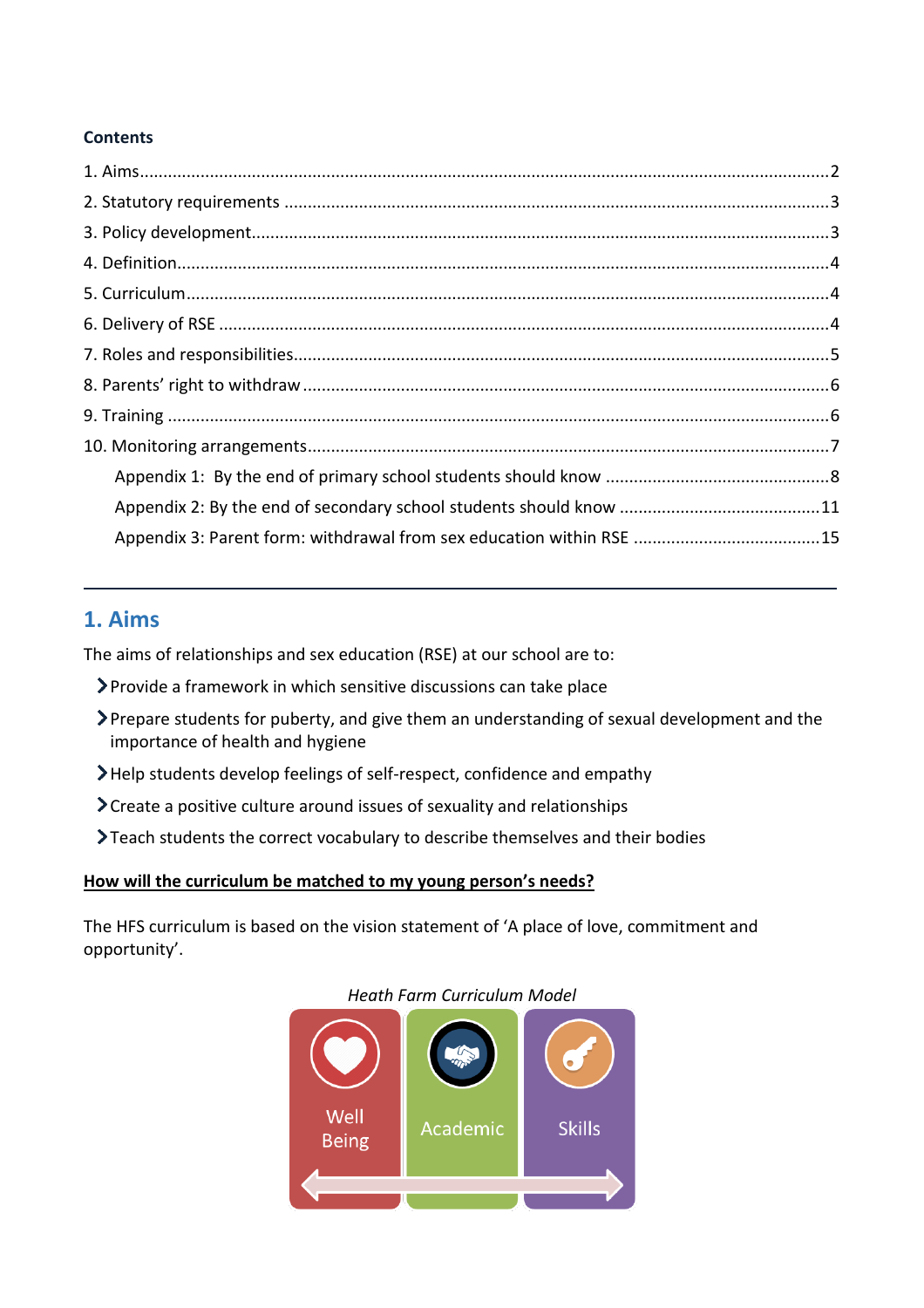**Contents**

1. Aims....................................................................................................................2
2. Statutory requirements ......................................................................................3
3. Policy development............................................................................................3
4. Definition............................................................................................................4
5. Curriculum..........................................................................................................4
6. Delivery of RSE ..................................................................................................4
7. Roles and responsibilities..................................................................................5
8. Parents' right to withdraw ..................................................................................6
9. Training ..............................................................................................................6
10. Monitoring arrangements..................................................................................7
    - Appendix 1: By the end of primary school students should know ......................8
    - Appendix 2: By the end of secondary school students should know ..................11
    - Appendix 3: Parent form: withdrawal from sex education within RSE ................15

---

## 1. Aims

The aims of relationships and sex education (RSE) at our school are to:

- Provide a framework in which sensitive discussions can take place
- Prepare students for puberty, and give them an understanding of sexual development and the importance of health and hygiene
- Help students develop feelings of self-respect, confidence and empathy
- Create a positive culture around issues of sexuality and relationships
- Teach students the correct vocabulary to describe themselves and their bodies

**How will the curriculum be matched to my young person's needs?**

The HFS curriculum is based on the vision statement of 'A place of love, commitment and opportunity'.

*Heath Farm Curriculum Model*

Well Being | Academic | Skills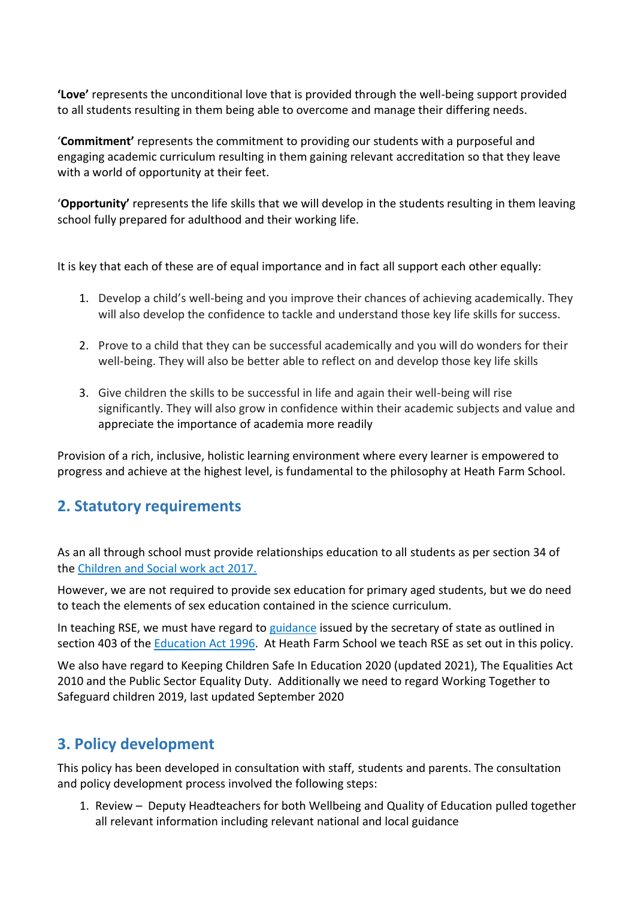**'Love'** represents the unconditional love that is provided through the well-being support provided to all students resulting in them being able to overcome and manage their differing needs.

'**Commitment'** represents the commitment to providing our students with a purposeful and engaging academic curriculum resulting in them gaining relevant accreditation so that they leave with a world of opportunity at their feet.

'**Opportunity'** represents the life skills that we will develop in the students resulting in them leaving school fully prepared for adulthood and their working life.

It is key that each of these are of equal importance and in fact all support each other equally:

1. Develop a child's well-being and you improve their chances of achieving academically. They will also develop the confidence to tackle and understand those key life skills for success.

2. Prove to a child that they can be successful academically and you will do wonders for their well-being. They will also be better able to reflect on and develop those key life skills

3. Give children the skills to be successful in life and again their well-being will rise significantly. They will also grow in confidence within their academic subjects and value and appreciate the importance of academia more readily

Provision of a rich, inclusive, holistic learning environment where every learner is empowered to progress and achieve at the highest level, is fundamental to the philosophy at Heath Farm School.

## 2. Statutory requirements

As an all through school must provide relationships education to all students as per section 34 of the Children and Social work act 2017.

However, we are not required to provide sex education for primary aged students, but we do need to teach the elements of sex education contained in the science curriculum.

In teaching RSE, we must have regard to guidance issued by the secretary of state as outlined in section 403 of the Education Act 1996. At Heath Farm School we teach RSE as set out in this policy.

We also have regard to Keeping Children Safe In Education 2020 (updated 2021), The Equalities Act 2010 and the Public Sector Equality Duty. Additionally we need to regard Working Together to Safeguard children 2019, last updated September 2020

## 3. Policy development

This policy has been developed in consultation with staff, students and parents. The consultation and policy development process involved the following steps:

1. Review – Deputy Headteachers for both Wellbeing and Quality of Education pulled together all relevant information including relevant national and local guidance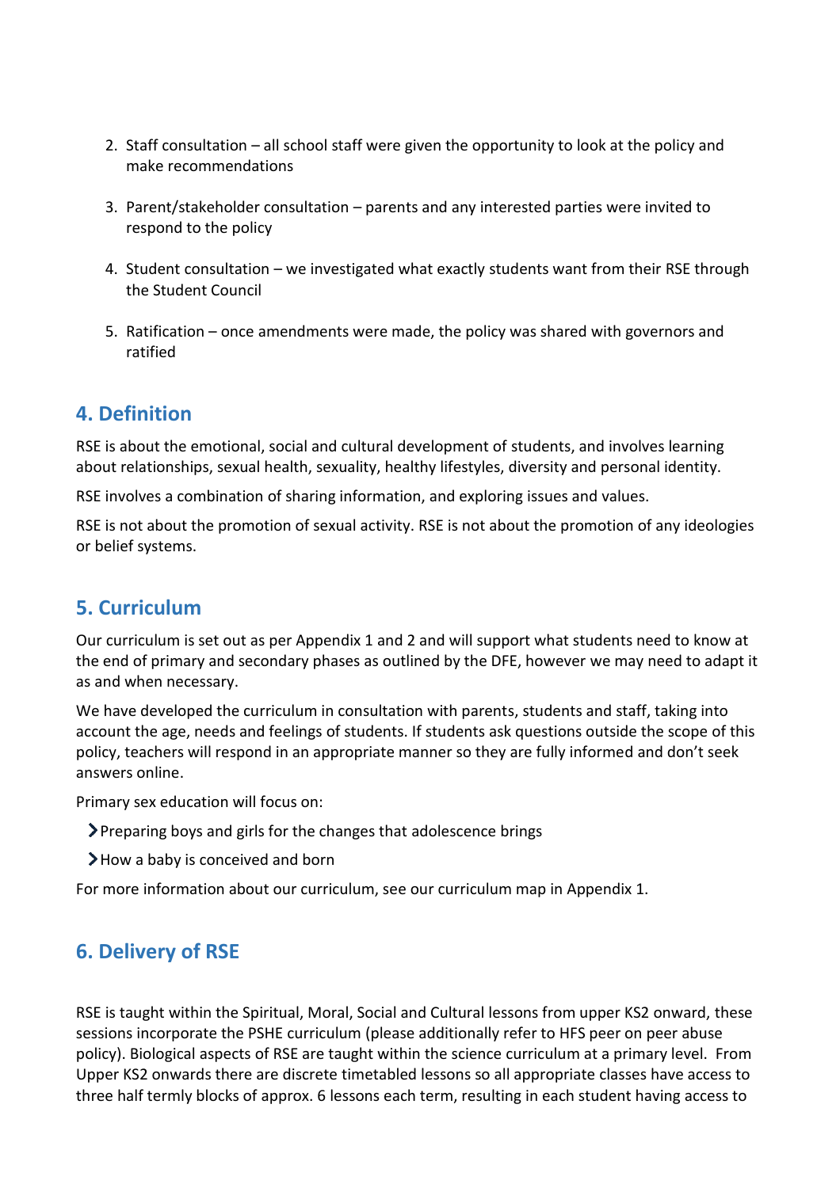2. Staff consultation – all school staff were given the opportunity to look at the policy and make recommendations

3. Parent/stakeholder consultation – parents and any interested parties were invited to respond to the policy

4. Student consultation – we investigated what exactly students want from their RSE through the Student Council

5. Ratification – once amendments were made, the policy was shared with governors and ratified

## 4. Definition

RSE is about the emotional, social and cultural development of students, and involves learning about relationships, sexual health, sexuality, healthy lifestyles, diversity and personal identity.

RSE involves a combination of sharing information, and exploring issues and values.

RSE is not about the promotion of sexual activity. RSE is not about the promotion of any ideologies or belief systems.

## 5. Curriculum

Our curriculum is set out as per Appendix 1 and 2 and will support what students need to know at the end of primary and secondary phases as outlined by the DFE, however we may need to adapt it as and when necessary.

We have developed the curriculum in consultation with parents, students and staff, taking into account the age, needs and feelings of students. If students ask questions outside the scope of this policy, teachers will respond in an appropriate manner so they are fully informed and don't seek answers online.

Primary sex education will focus on:

- Preparing boys and girls for the changes that adolescence brings
- How a baby is conceived and born

For more information about our curriculum, see our curriculum map in Appendix 1.

## 6. Delivery of RSE

RSE is taught within the Spiritual, Moral, Social and Cultural lessons from upper KS2 onward, these sessions incorporate the PSHE curriculum (please additionally refer to HFS peer on peer abuse policy). Biological aspects of RSE are taught within the science curriculum at a primary level. From Upper KS2 onwards there are discrete timetabled lessons so all appropriate classes have access to three half termly blocks of approx. 6 lessons each term, resulting in each student having access to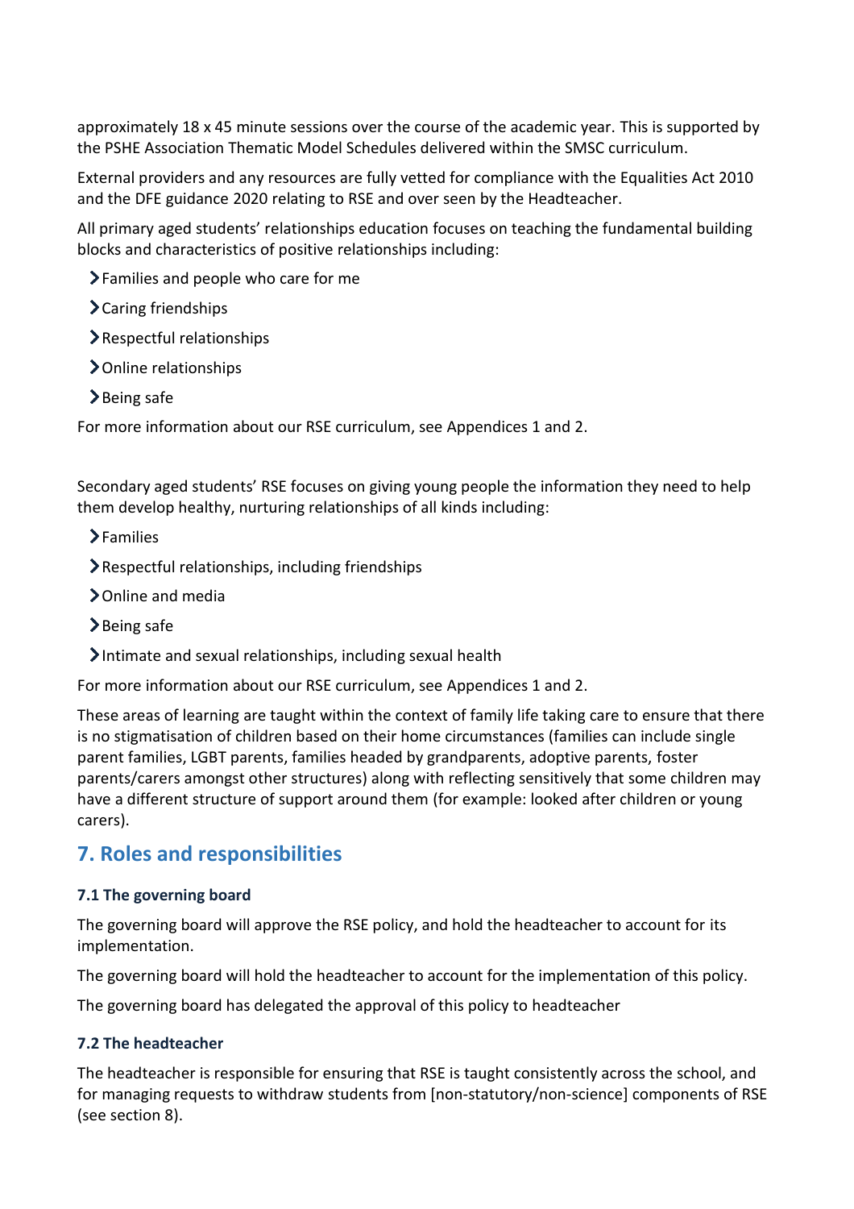approximately 18 x 45 minute sessions over the course of the academic year. This is supported by the PSHE Association Thematic Model Schedules delivered within the SMSC curriculum.

External providers and any resources are fully vetted for compliance with the Equalities Act 2010 and the DFE guidance 2020 relating to RSE and over seen by the Headteacher.

All primary aged students' relationships education focuses on teaching the fundamental building blocks and characteristics of positive relationships including:

- Families and people who care for me
- Caring friendships
- Respectful relationships
- Online relationships
- Being safe

For more information about our RSE curriculum, see Appendices 1 and 2.

Secondary aged students' RSE focuses on giving young people the information they need to help them develop healthy, nurturing relationships of all kinds including:

- Families
- Respectful relationships, including friendships
- Online and media
- Being safe
- Intimate and sexual relationships, including sexual health

For more information about our RSE curriculum, see Appendices 1 and 2.

These areas of learning are taught within the context of family life taking care to ensure that there is no stigmatisation of children based on their home circumstances (families can include single parent families, LGBT parents, families headed by grandparents, adoptive parents, foster parents/carers amongst other structures) along with reflecting sensitively that some children may have a different structure of support around them (for example: looked after children or young carers).

## 7. Roles and responsibilities

### 7.1 The governing board

The governing board will approve the RSE policy, and hold the headteacher to account for its implementation.

The governing board will hold the headteacher to account for the implementation of this policy.

The governing board has delegated the approval of this policy to headteacher

### 7.2 The headteacher

The headteacher is responsible for ensuring that RSE is taught consistently across the school, and for managing requests to withdraw students from [non-statutory/non-science] components of RSE (see section 8).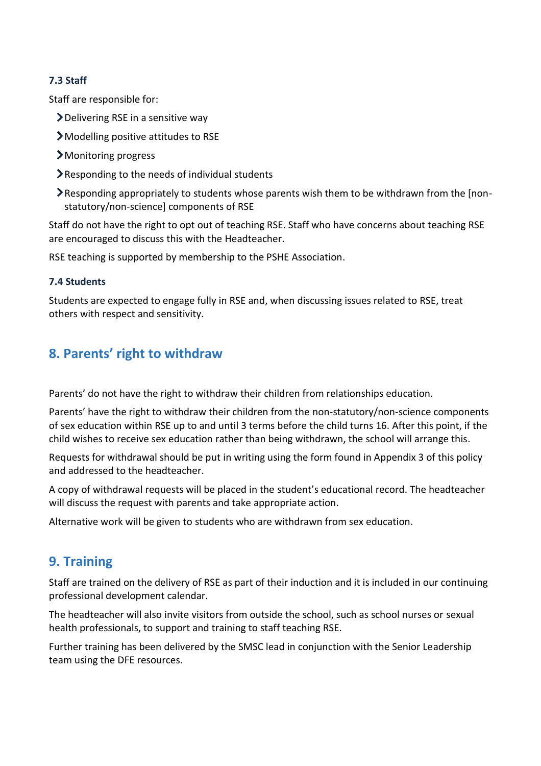### 7.3 Staff

Staff are responsible for:

- Delivering RSE in a sensitive way
- Modelling positive attitudes to RSE
- Monitoring progress
- Responding to the needs of individual students
- Responding appropriately to students whose parents wish them to be withdrawn from the [non-statutory/non-science] components of RSE

Staff do not have the right to opt out of teaching RSE. Staff who have concerns about teaching RSE are encouraged to discuss this with the Headteacher.

RSE teaching is supported by membership to the PSHE Association.

### 7.4 Students

Students are expected to engage fully in RSE and, when discussing issues related to RSE, treat others with respect and sensitivity.

## 8. Parents' right to withdraw

Parents' do not have the right to withdraw their children from relationships education.

Parents' have the right to withdraw their children from the non-statutory/non-science components of sex education within RSE up to and until 3 terms before the child turns 16. After this point, if the child wishes to receive sex education rather than being withdrawn, the school will arrange this.

Requests for withdrawal should be put in writing using the form found in Appendix 3 of this policy and addressed to the headteacher.

A copy of withdrawal requests will be placed in the student's educational record. The headteacher will discuss the request with parents and take appropriate action.

Alternative work will be given to students who are withdrawn from sex education.

## 9. Training

Staff are trained on the delivery of RSE as part of their induction and it is included in our continuing professional development calendar.

The headteacher will also invite visitors from outside the school, such as school nurses or sexual health professionals, to support and training to staff teaching RSE.

Further training has been delivered by the SMSC lead in conjunction with the Senior Leadership team using the DFE resources.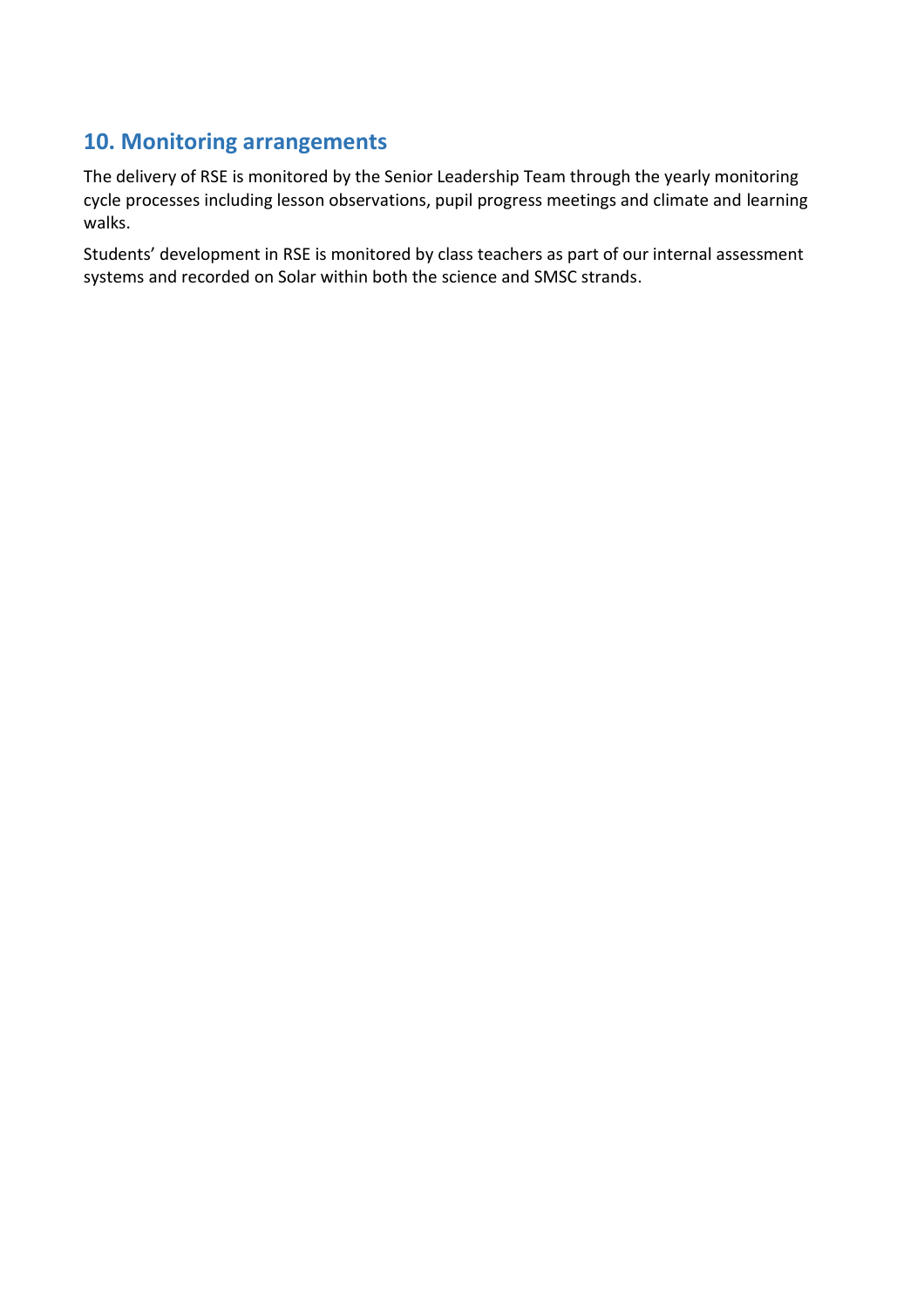## 10. Monitoring arrangements

The delivery of RSE is monitored by the Senior Leadership Team through the yearly monitoring cycle processes including lesson observations, pupil progress meetings and climate and learning walks.

Students' development in RSE is monitored by class teachers as part of our internal assessment systems and recorded on Solar within both the science and SMSC strands.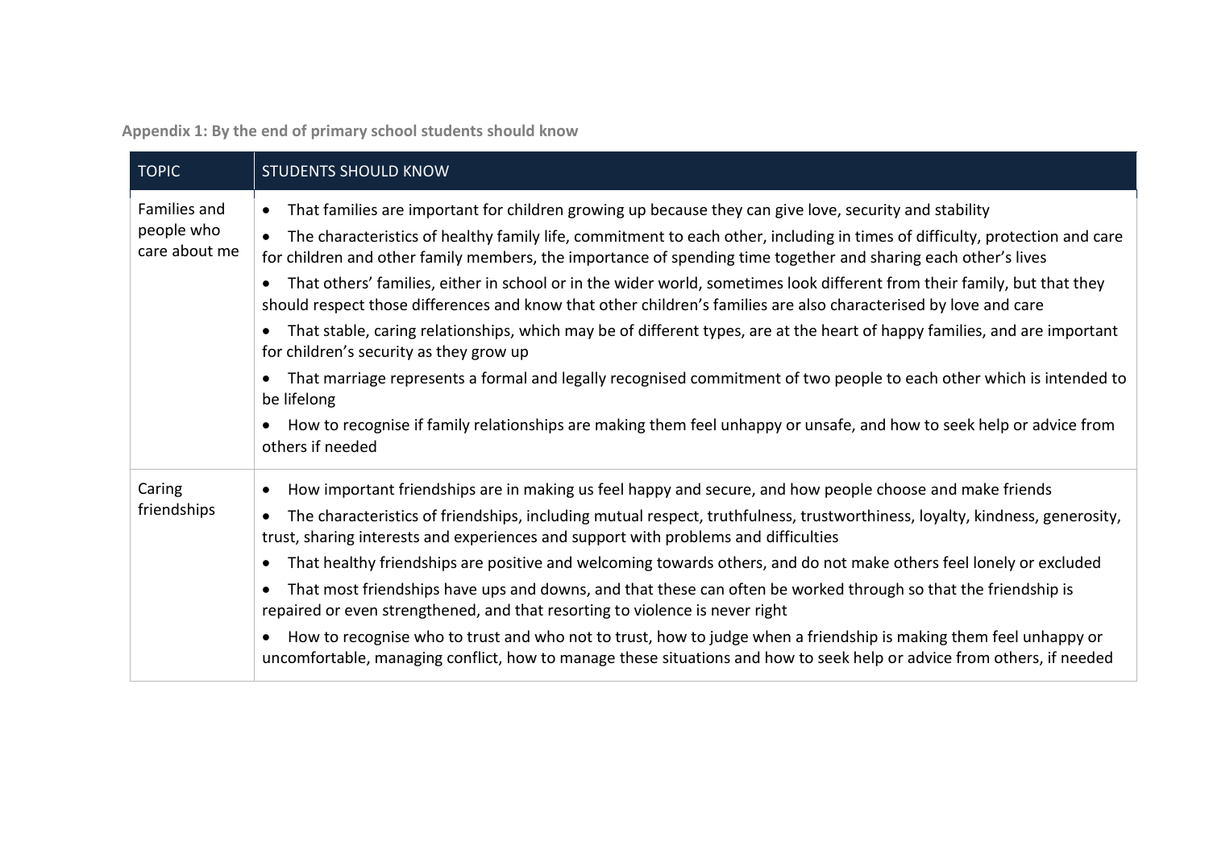**Appendix 1: By the end of primary school students should know**

| TOPIC | STUDENTS SHOULD KNOW |
| --- | --- |
| Families and people who care about me | • That families are important for children growing up because they can give love, security and stability<br>• The characteristics of healthy family life, commitment to each other, including in times of difficulty, protection and care for children and other family members, the importance of spending time together and sharing each other's lives<br>• That others' families, either in school or in the wider world, sometimes look different from their family, but that they should respect those differences and know that other children's families are also characterised by love and care<br>• That stable, caring relationships, which may be of different types, are at the heart of happy families, and are important for children's security as they grow up<br>• That marriage represents a formal and legally recognised commitment of two people to each other which is intended to be lifelong<br>• How to recognise if family relationships are making them feel unhappy or unsafe, and how to seek help or advice from others if needed |
| Caring friendships | • How important friendships are in making us feel happy and secure, and how people choose and make friends<br>• The characteristics of friendships, including mutual respect, truthfulness, trustworthiness, loyalty, kindness, generosity, trust, sharing interests and experiences and support with problems and difficulties<br>• That healthy friendships are positive and welcoming towards others, and do not make others feel lonely or excluded<br>• That most friendships have ups and downs, and that these can often be worked through so that the friendship is repaired or even strengthened, and that resorting to violence is never right<br>• How to recognise who to trust and who not to trust, how to judge when a friendship is making them feel unhappy or uncomfortable, managing conflict, how to manage these situations and how to seek help or advice from others, if needed |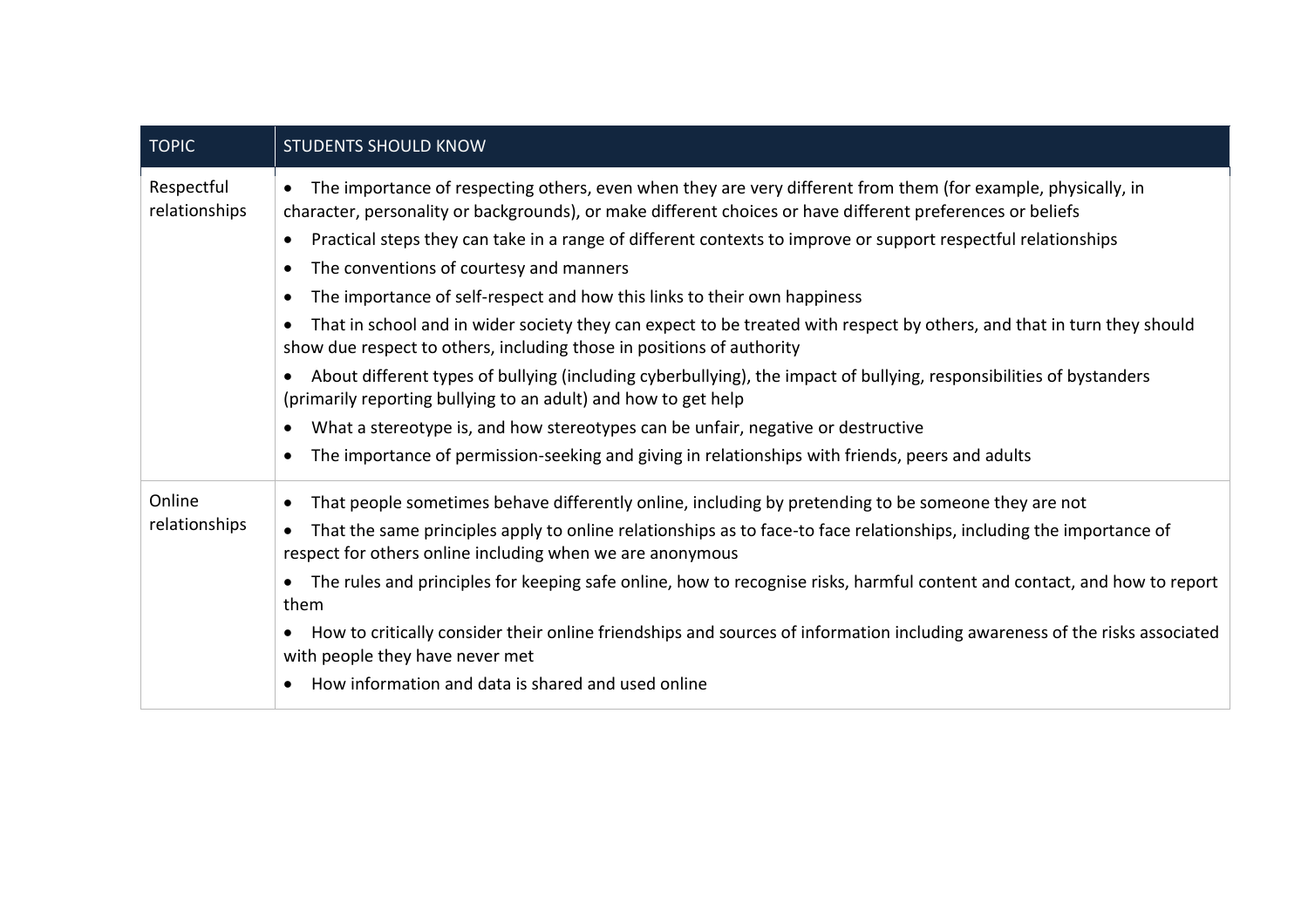| TOPIC | STUDENTS SHOULD KNOW |
|---|---|
| Respectful relationships | • The importance of respecting others, even when they are very different from them (for example, physically, in character, personality or backgrounds), or make different choices or have different preferences or beliefs<br>• Practical steps they can take in a range of different contexts to improve or support respectful relationships<br>• The conventions of courtesy and manners<br>• The importance of self-respect and how this links to their own happiness<br>• That in school and in wider society they can expect to be treated with respect by others, and that in turn they should show due respect to others, including those in positions of authority<br>• About different types of bullying (including cyberbullying), the impact of bullying, responsibilities of bystanders (primarily reporting bullying to an adult) and how to get help<br>• What a stereotype is, and how stereotypes can be unfair, negative or destructive<br>• The importance of permission-seeking and giving in relationships with friends, peers and adults |
| Online relationships | • That people sometimes behave differently online, including by pretending to be someone they are not<br>• That the same principles apply to online relationships as to face-to face relationships, including the importance of respect for others online including when we are anonymous<br>• The rules and principles for keeping safe online, how to recognise risks, harmful content and contact, and how to report them<br>• How to critically consider their online friendships and sources of information including awareness of the risks associated with people they have never met<br>• How information and data is shared and used online |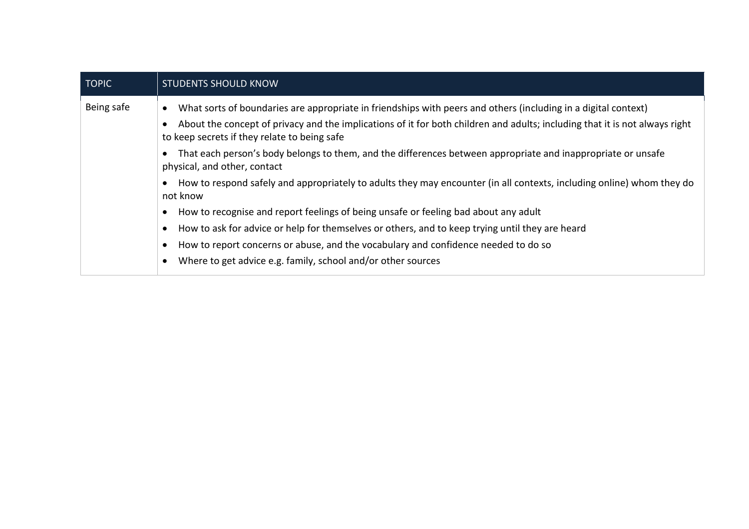| TOPIC | STUDENTS SHOULD KNOW |
| --- | --- |
| Being safe | • What sorts of boundaries are appropriate in friendships with peers and others (including in a digital context)<br>• About the concept of privacy and the implications of it for both children and adults; including that it is not always right to keep secrets if they relate to being safe<br>• That each person's body belongs to them, and the differences between appropriate and inappropriate or unsafe physical, and other, contact<br>• How to respond safely and appropriately to adults they may encounter (in all contexts, including online) whom they do not know<br>• How to recognise and report feelings of being unsafe or feeling bad about any adult<br>• How to ask for advice or help for themselves or others, and to keep trying until they are heard<br>• How to report concerns or abuse, and the vocabulary and confidence needed to do so<br>• Where to get advice e.g. family, school and/or other sources |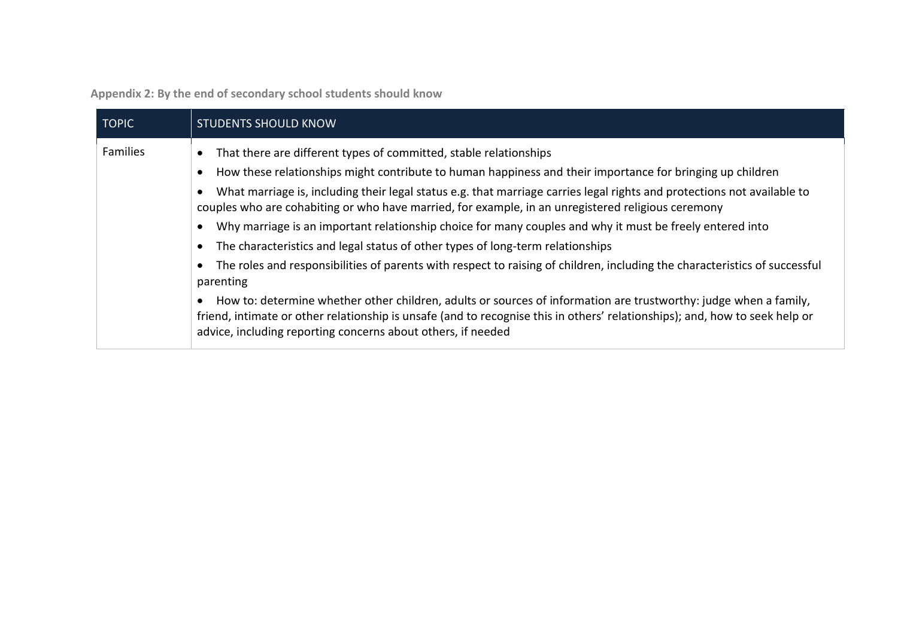**Appendix 2: By the end of secondary school students should know**

| TOPIC | STUDENTS SHOULD KNOW |
|---|---|
| Families | • That there are different types of committed, stable relationships<br>• How these relationships might contribute to human happiness and their importance for bringing up children<br>• What marriage is, including their legal status e.g. that marriage carries legal rights and protections not available to couples who are cohabiting or who have married, for example, in an unregistered religious ceremony<br>• Why marriage is an important relationship choice for many couples and why it must be freely entered into<br>• The characteristics and legal status of other types of long-term relationships<br>• The roles and responsibilities of parents with respect to raising of children, including the characteristics of successful parenting<br>• How to: determine whether other children, adults or sources of information are trustworthy: judge when a family, friend, intimate or other relationship is unsafe (and to recognise this in others' relationships); and, how to seek help or advice, including reporting concerns about others, if needed |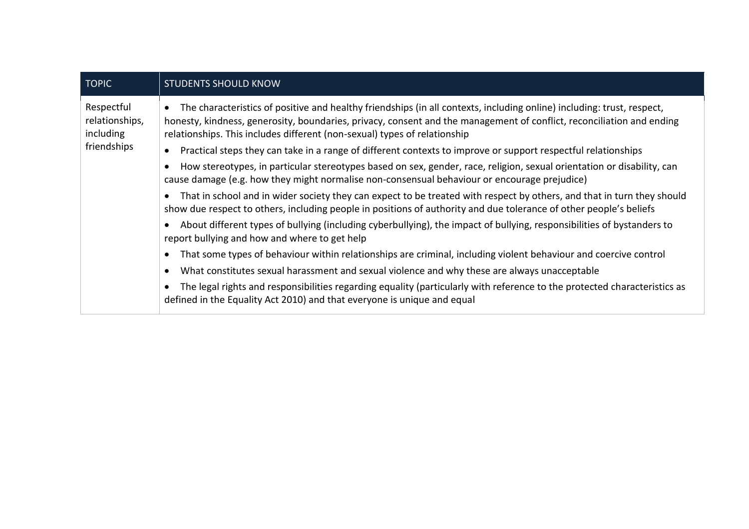| TOPIC | STUDENTS SHOULD KNOW |
| --- | --- |
| Respectful relationships, including friendships | • The characteristics of positive and healthy friendships (in all contexts, including online) including: trust, respect, honesty, kindness, generosity, boundaries, privacy, consent and the management of conflict, reconciliation and ending relationships. This includes different (non-sexual) types of relationship<br>• Practical steps they can take in a range of different contexts to improve or support respectful relationships<br>• How stereotypes, in particular stereotypes based on sex, gender, race, religion, sexual orientation or disability, can cause damage (e.g. how they might normalise non-consensual behaviour or encourage prejudice)<br>• That in school and in wider society they can expect to be treated with respect by others, and that in turn they should show due respect to others, including people in positions of authority and due tolerance of other people's beliefs<br>• About different types of bullying (including cyberbullying), the impact of bullying, responsibilities of bystanders to report bullying and how and where to get help<br>• That some types of behaviour within relationships are criminal, including violent behaviour and coercive control<br>• What constitutes sexual harassment and sexual violence and why these are always unacceptable<br>• The legal rights and responsibilities regarding equality (particularly with reference to the protected characteristics as defined in the Equality Act 2010) and that everyone is unique and equal |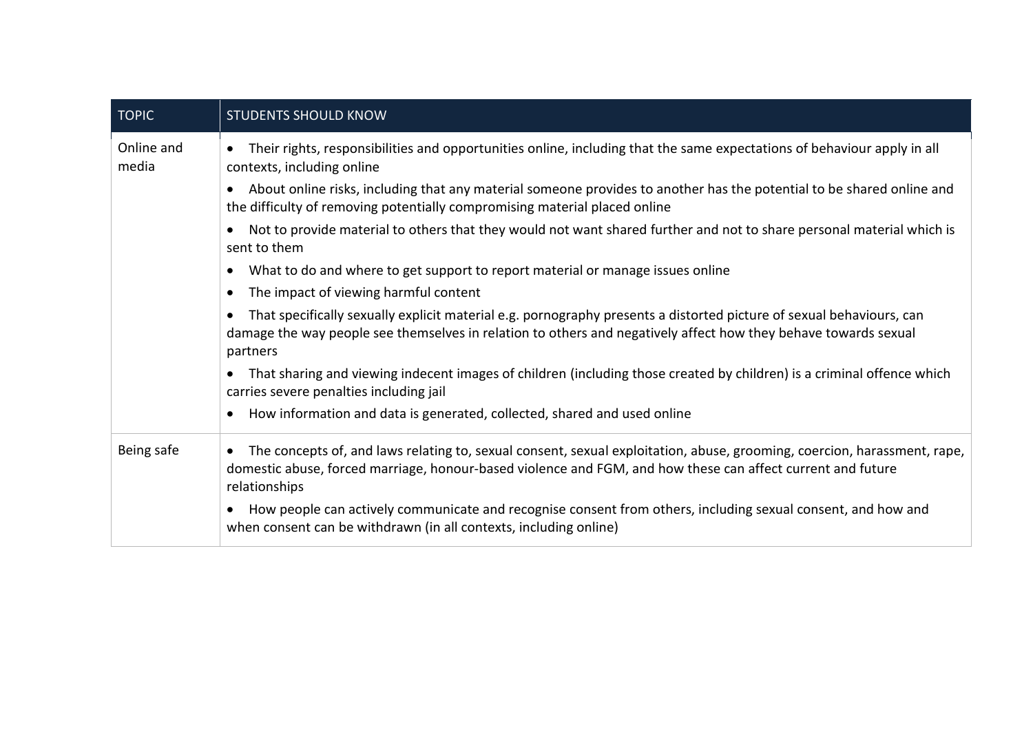| TOPIC | STUDENTS SHOULD KNOW |
| --- | --- |
| Online and media | • Their rights, responsibilities and opportunities online, including that the same expectations of behaviour apply in all contexts, including online<br>• About online risks, including that any material someone provides to another has the potential to be shared online and the difficulty of removing potentially compromising material placed online<br>• Not to provide material to others that they would not want shared further and not to share personal material which is sent to them<br>• What to do and where to get support to report material or manage issues online<br>• The impact of viewing harmful content<br>• That specifically sexually explicit material e.g. pornography presents a distorted picture of sexual behaviours, can damage the way people see themselves in relation to others and negatively affect how they behave towards sexual partners<br>• That sharing and viewing indecent images of children (including those created by children) is a criminal offence which carries severe penalties including jail<br>• How information and data is generated, collected, shared and used online |
| Being safe | • The concepts of, and laws relating to, sexual consent, sexual exploitation, abuse, grooming, coercion, harassment, rape, domestic abuse, forced marriage, honour-based violence and FGM, and how these can affect current and future relationships<br>• How people can actively communicate and recognise consent from others, including sexual consent, and how and when consent can be withdrawn (in all contexts, including online) |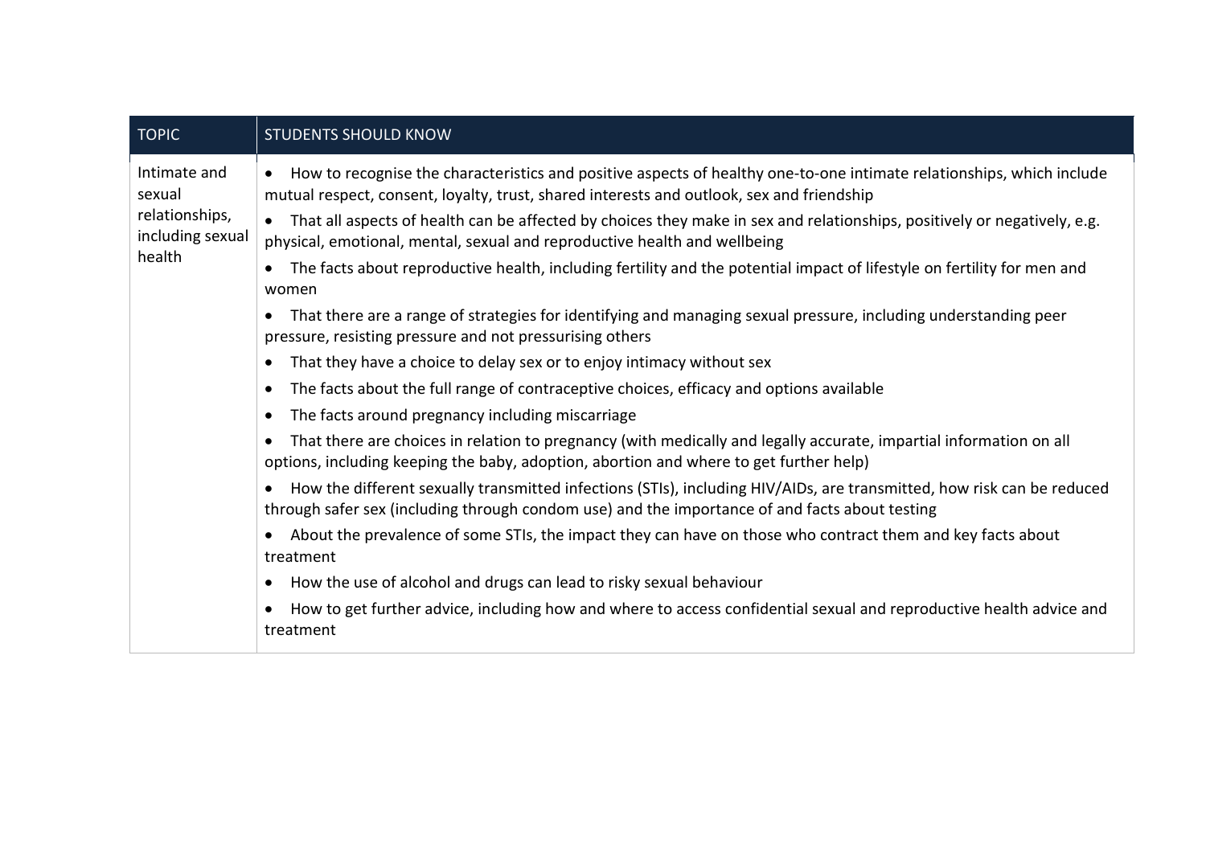| TOPIC | STUDENTS SHOULD KNOW |
| --- | --- |
| Intimate and sexual relationships, including sexual health | • How to recognise the characteristics and positive aspects of healthy one-to-one intimate relationships, which include mutual respect, consent, loyalty, trust, shared interests and outlook, sex and friendship<br>• That all aspects of health can be affected by choices they make in sex and relationships, positively or negatively, e.g. physical, emotional, mental, sexual and reproductive health and wellbeing<br>• The facts about reproductive health, including fertility and the potential impact of lifestyle on fertility for men and women<br>• That there are a range of strategies for identifying and managing sexual pressure, including understanding peer pressure, resisting pressure and not pressurising others<br>• That they have a choice to delay sex or to enjoy intimacy without sex<br>• The facts about the full range of contraceptive choices, efficacy and options available<br>• The facts around pregnancy including miscarriage<br>• That there are choices in relation to pregnancy (with medically and legally accurate, impartial information on all options, including keeping the baby, adoption, abortion and where to get further help)<br>• How the different sexually transmitted infections (STIs), including HIV/AIDs, are transmitted, how risk can be reduced through safer sex (including through condom use) and the importance of and facts about testing<br>• About the prevalence of some STIs, the impact they can have on those who contract them and key facts about treatment<br>• How the use of alcohol and drugs can lead to risky sexual behaviour<br>• How to get further advice, including how and where to access confidential sexual and reproductive health advice and treatment |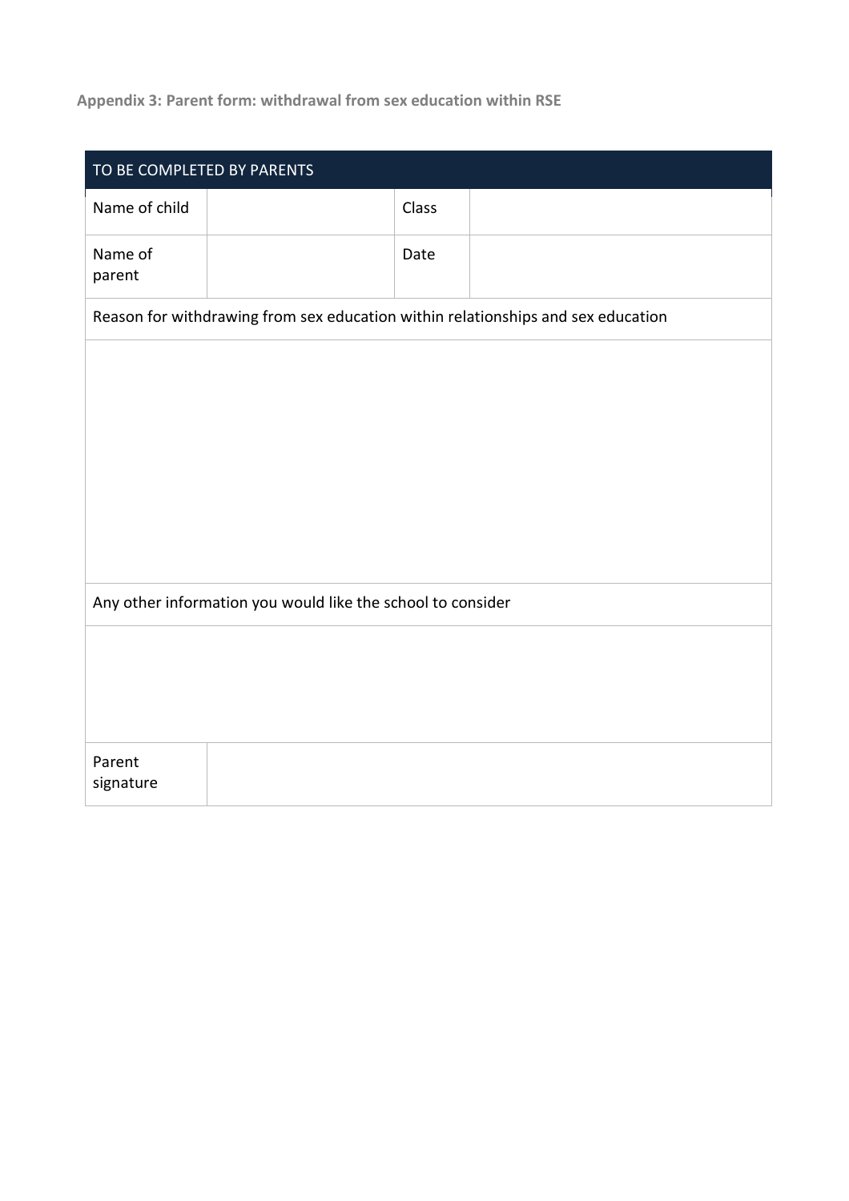**Appendix 3: Parent form: withdrawal from sex education within RSE**

| TO BE COMPLETED BY PARENTS | | | |
|---|---|---|---|
| Name of child | | Class | |
| Name of parent | | Date | |
| Reason for withdrawing from sex education within relationships and sex education | | | |
| | | | |
| Any other information you would like the school to consider | | | |
| | | | |
| Parent signature | | | |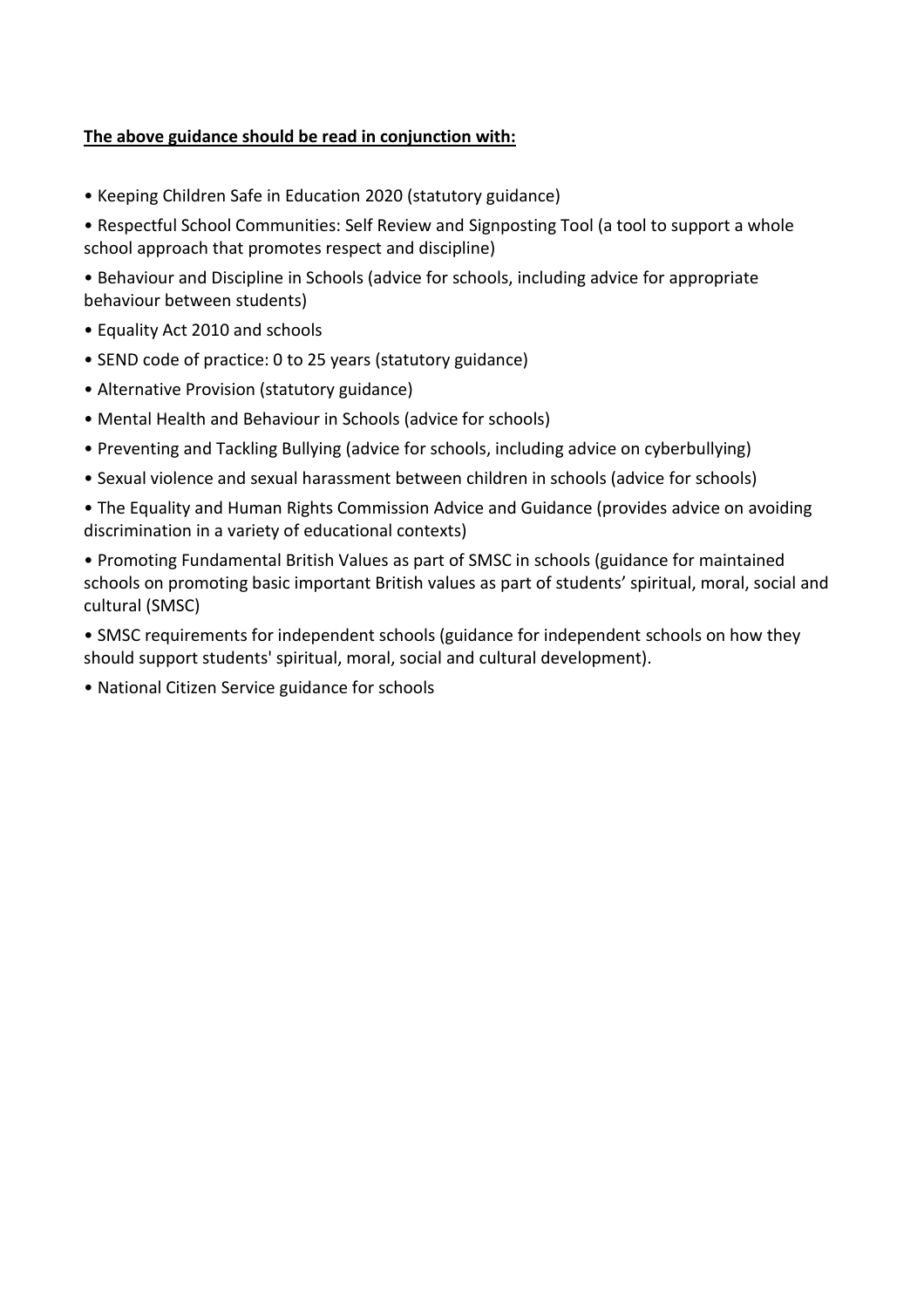**The above guidance should be read in conjunction with:**

- Keeping Children Safe in Education 2020 (statutory guidance)
- Respectful School Communities: Self Review and Signposting Tool (a tool to support a whole school approach that promotes respect and discipline)
- Behaviour and Discipline in Schools (advice for schools, including advice for appropriate behaviour between students)
- Equality Act 2010 and schools
- SEND code of practice: 0 to 25 years (statutory guidance)
- Alternative Provision (statutory guidance)
- Mental Health and Behaviour in Schools (advice for schools)
- Preventing and Tackling Bullying (advice for schools, including advice on cyberbullying)
- Sexual violence and sexual harassment between children in schools (advice for schools)
- The Equality and Human Rights Commission Advice and Guidance (provides advice on avoiding discrimination in a variety of educational contexts)
- Promoting Fundamental British Values as part of SMSC in schools (guidance for maintained schools on promoting basic important British values as part of students' spiritual, moral, social and cultural (SMSC)
- SMSC requirements for independent schools (guidance for independent schools on how they should support students' spiritual, moral, social and cultural development).
- National Citizen Service guidance for schools